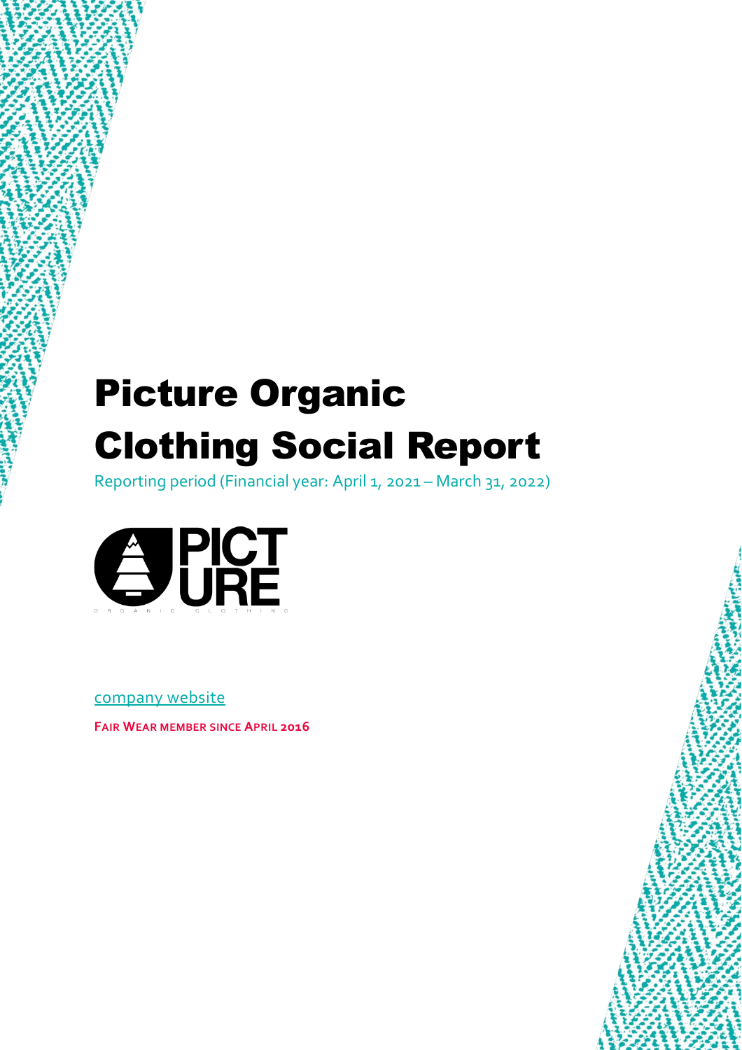# Picture Organic Clothing Social Report

Reporting period (Financial year: April 1, 2021 – March 31, 2022)

[company website]

**FAIR WEAR MEMBER SINCE APRIL 2016**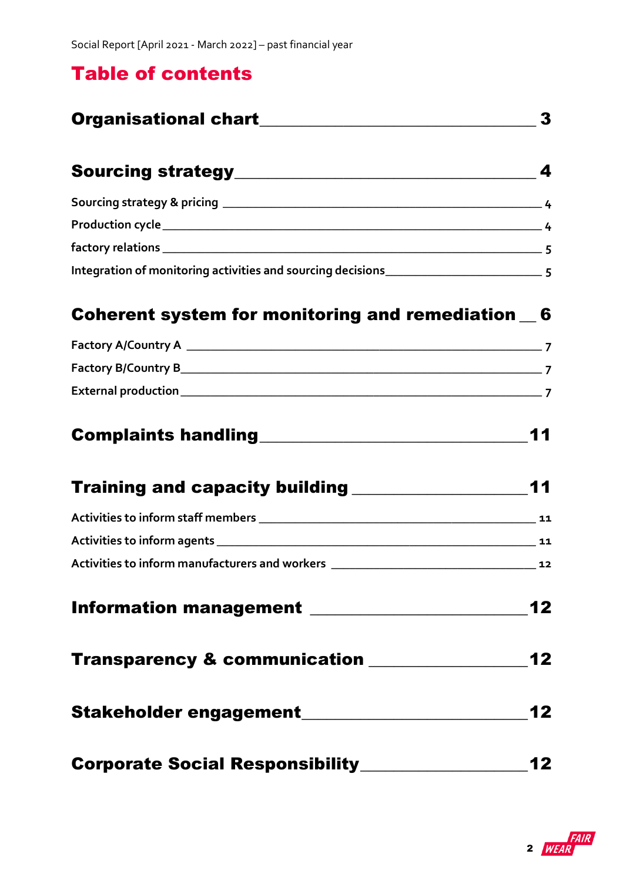# Table of contents

| | |
|---|---|
| **Organisational chart** | **3** |
| **Sourcing strategy** | **4** |
| Sourcing strategy & pricing | 4 |
| Production cycle | 4 |
| factory relations | 5 |
| Integration of monitoring activities and sourcing decisions | 5 |
| **Coherent system for monitoring and remediation** | **6** |
| Factory A/Country A | 7 |
| Factory B/Country B | 7 |
| External production | 7 |
| **Complaints handling** | **11** |
| **Training and capacity building** | **11** |
| Activities to inform staff members | 11 |
| Activities to inform agents | 11 |
| Activities to inform manufacturers and workers | 12 |
| **Information management** | **12** |
| **Transparency & communication** | **12** |
| **Stakeholder engagement** | **12** |
| **Corporate Social Responsibility** | **12** |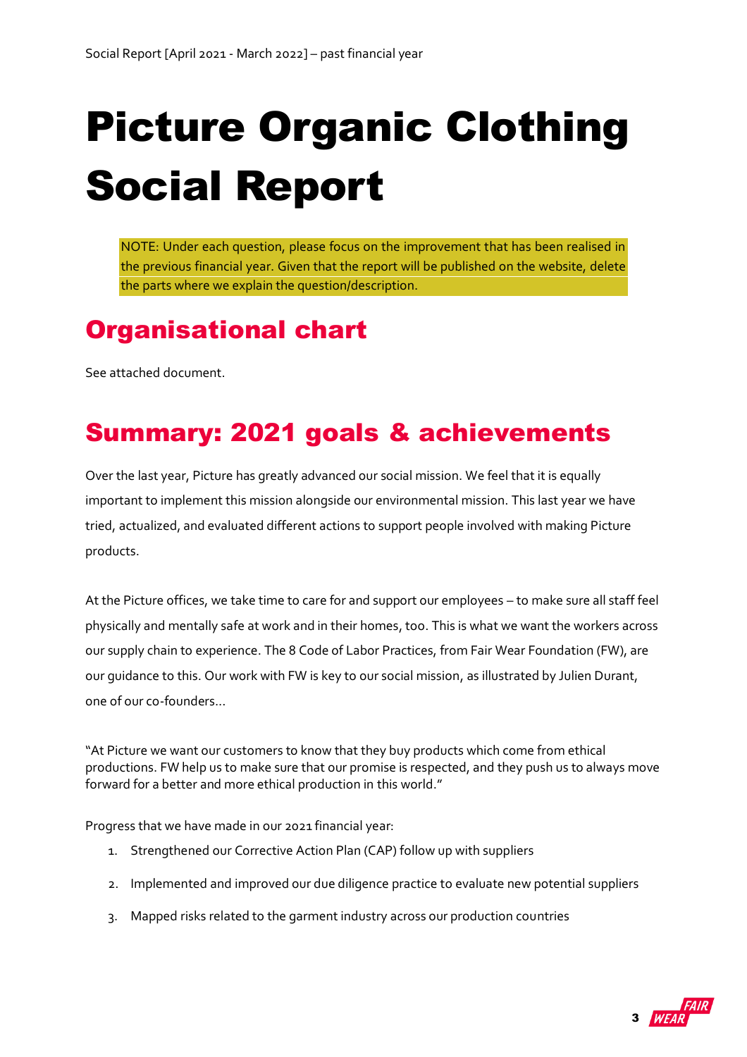# Picture Organic Clothing Social Report

NOTE: Under each question, please focus on the improvement that has been realised in the previous financial year. Given that the report will be published on the website, delete the parts where we explain the question/description.

## Organisational chart

See attached document.

## Summary: 2021 goals & achievements

Over the last year, Picture has greatly advanced our social mission. We feel that it is equally important to implement this mission alongside our environmental mission. This last year we have tried, actualized, and evaluated different actions to support people involved with making Picture products.

At the Picture offices, we take time to care for and support our employees – to make sure all staff feel physically and mentally safe at work and in their homes, too. This is what we want the workers across our supply chain to experience. The 8 Code of Labor Practices, from Fair Wear Foundation (FW), are our guidance to this. Our work with FW is key to our social mission, as illustrated by Julien Durant, one of our co-founders…

"At Picture we want our customers to know that they buy products which come from ethical productions. FW help us to make sure that our promise is respected, and they push us to always move forward for a better and more ethical production in this world."

Progress that we have made in our 2021 financial year:

1. Strengthened our Corrective Action Plan (CAP) follow up with suppliers
2. Implemented and improved our due diligence practice to evaluate new potential suppliers
3. Mapped risks related to the garment industry across our production countries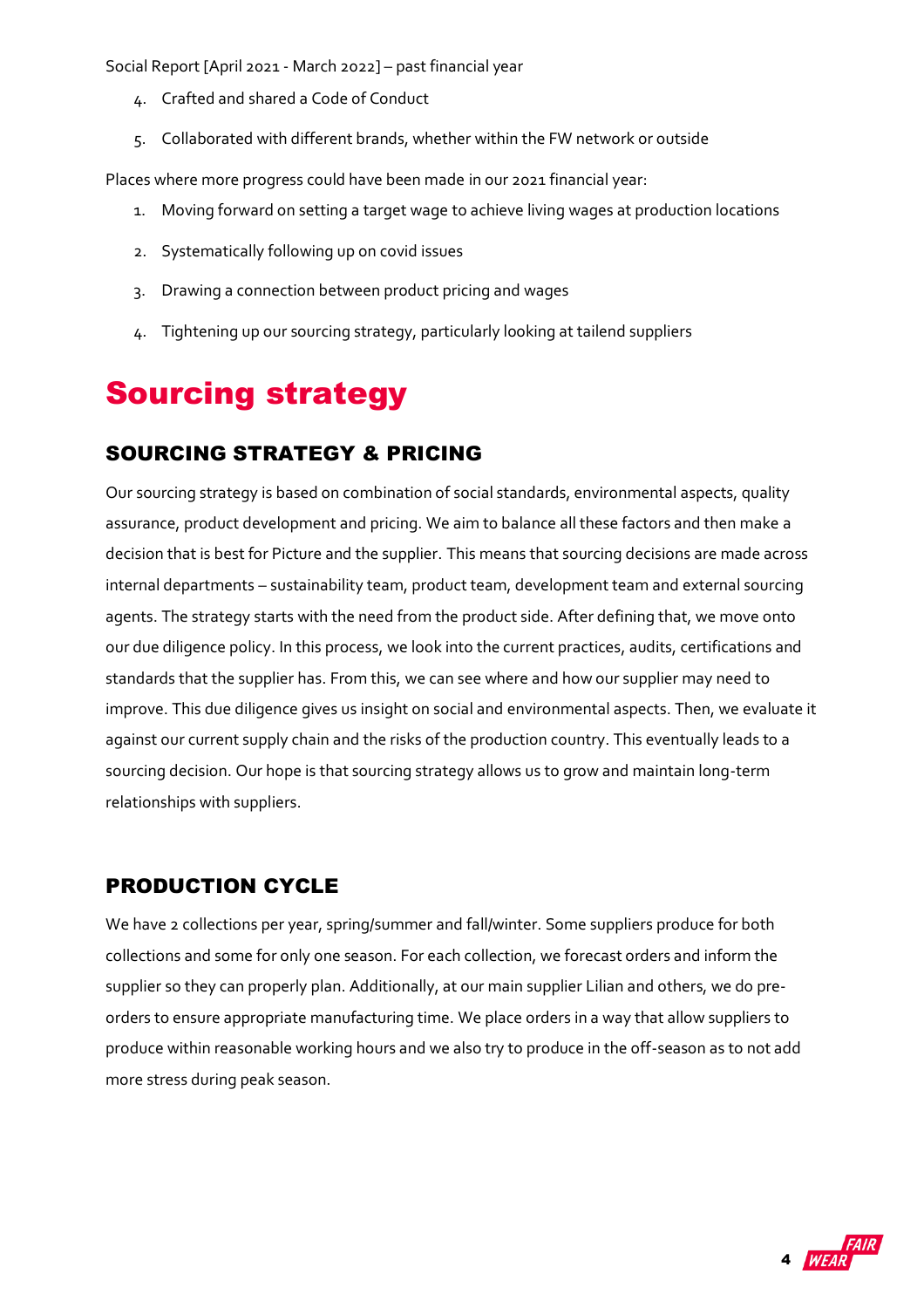Social Report [April 2021 - March 2022] – past financial year

4. Crafted and shared a Code of Conduct
5. Collaborated with different brands, whether within the FW network or outside

Places where more progress could have been made in our 2021 financial year:

1. Moving forward on setting a target wage to achieve living wages at production locations
2. Systematically following up on covid issues
3. Drawing a connection between product pricing and wages
4. Tightening up our sourcing strategy, particularly looking at tailend suppliers

# Sourcing strategy

## SOURCING STRATEGY & PRICING

Our sourcing strategy is based on combination of social standards, environmental aspects, quality assurance, product development and pricing. We aim to balance all these factors and then make a decision that is best for Picture and the supplier. This means that sourcing decisions are made across internal departments – sustainability team, product team, development team and external sourcing agents. The strategy starts with the need from the product side. After defining that, we move onto our due diligence policy. In this process, we look into the current practices, audits, certifications and standards that the supplier has. From this, we can see where and how our supplier may need to improve. This due diligence gives us insight on social and environmental aspects. Then, we evaluate it against our current supply chain and the risks of the production country. This eventually leads to a sourcing decision. Our hope is that sourcing strategy allows us to grow and maintain long-term relationships with suppliers.

## PRODUCTION CYCLE

We have 2 collections per year, spring/summer and fall/winter. Some suppliers produce for both collections and some for only one season. For each collection, we forecast orders and inform the supplier so they can properly plan. Additionally, at our main supplier Lilian and others, we do pre-orders to ensure appropriate manufacturing time. We place orders in a way that allow suppliers to produce within reasonable working hours and we also try to produce in the off-season as to not add more stress during peak season.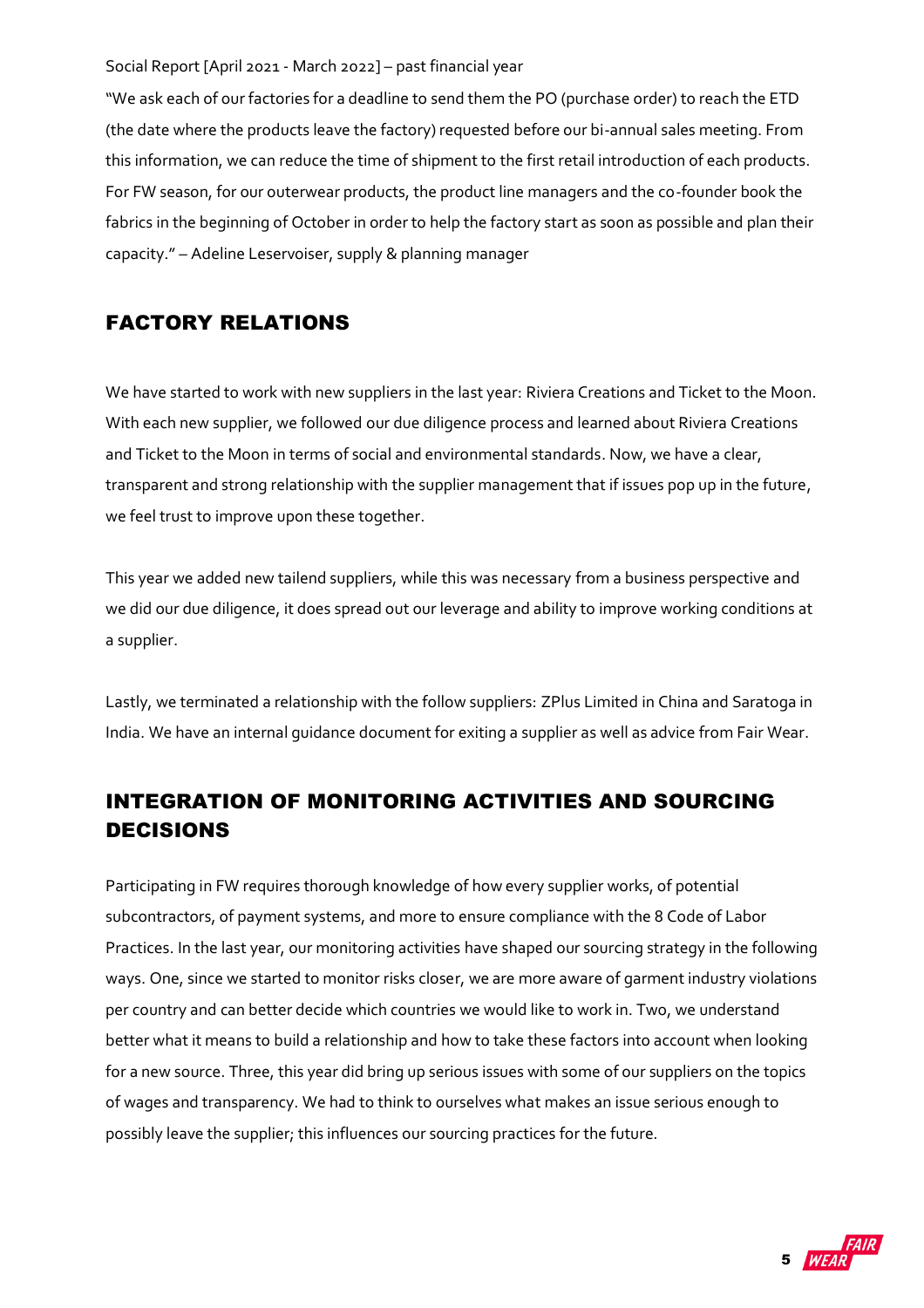Social Report [April 2021 - March 2022] – past financial year

"We ask each of our factories for a deadline to send them the PO (purchase order) to reach the ETD (the date where the products leave the factory) requested before our bi-annual sales meeting. From this information, we can reduce the time of shipment to the first retail introduction of each products. For FW season, for our outerwear products, the product line managers and the co-founder book the fabrics in the beginning of October in order to help the factory start as soon as possible and plan their capacity." – Adeline Leservoiser, supply & planning manager

## FACTORY RELATIONS

We have started to work with new suppliers in the last year: Riviera Creations and Ticket to the Moon. With each new supplier, we followed our due diligence process and learned about Riviera Creations and Ticket to the Moon in terms of social and environmental standards. Now, we have a clear, transparent and strong relationship with the supplier management that if issues pop up in the future, we feel trust to improve upon these together.

This year we added new tailend suppliers, while this was necessary from a business perspective and we did our due diligence, it does spread out our leverage and ability to improve working conditions at a supplier.

Lastly, we terminated a relationship with the follow suppliers: ZPlus Limited in China and Saratoga in India. We have an internal guidance document for exiting a supplier as well as advice from Fair Wear.

## INTEGRATION OF MONITORING ACTIVITIES AND SOURCING DECISIONS

Participating in FW requires thorough knowledge of how every supplier works, of potential subcontractors, of payment systems, and more to ensure compliance with the 8 Code of Labor Practices. In the last year, our monitoring activities have shaped our sourcing strategy in the following ways. One, since we started to monitor risks closer, we are more aware of garment industry violations per country and can better decide which countries we would like to work in. Two, we understand better what it means to build a relationship and how to take these factors into account when looking for a new source. Three, this year did bring up serious issues with some of our suppliers on the topics of wages and transparency. We had to think to ourselves what makes an issue serious enough to possibly leave the supplier; this influences our sourcing practices for the future.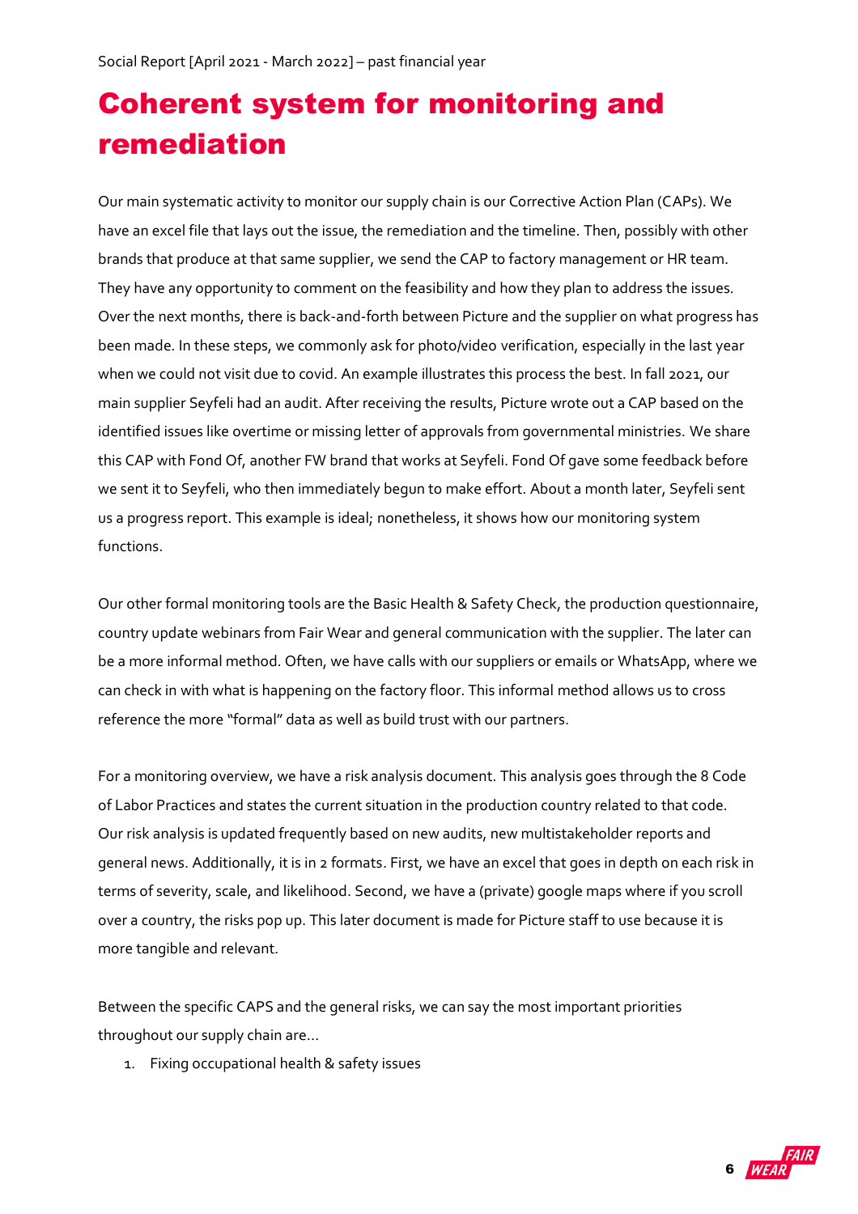# Coherent system for monitoring and remediation

Our main systematic activity to monitor our supply chain is our Corrective Action Plan (CAPs). We have an excel file that lays out the issue, the remediation and the timeline. Then, possibly with other brands that produce at that same supplier, we send the CAP to factory management or HR team. They have any opportunity to comment on the feasibility and how they plan to address the issues. Over the next months, there is back-and-forth between Picture and the supplier on what progress has been made. In these steps, we commonly ask for photo/video verification, especially in the last year when we could not visit due to covid. An example illustrates this process the best. In fall 2021, our main supplier Seyfeli had an audit. After receiving the results, Picture wrote out a CAP based on the identified issues like overtime or missing letter of approvals from governmental ministries. We share this CAP with Fond Of, another FW brand that works at Seyfeli. Fond Of gave some feedback before we sent it to Seyfeli, who then immediately begun to make effort. About a month later, Seyfeli sent us a progress report. This example is ideal; nonetheless, it shows how our monitoring system functions.

Our other formal monitoring tools are the Basic Health & Safety Check, the production questionnaire, country update webinars from Fair Wear and general communication with the supplier. The later can be a more informal method. Often, we have calls with our suppliers or emails or WhatsApp, where we can check in with what is happening on the factory floor. This informal method allows us to cross reference the more "formal" data as well as build trust with our partners.

For a monitoring overview, we have a risk analysis document. This analysis goes through the 8 Code of Labor Practices and states the current situation in the production country related to that code. Our risk analysis is updated frequently based on new audits, new multistakeholder reports and general news. Additionally, it is in 2 formats. First, we have an excel that goes in depth on each risk in terms of severity, scale, and likelihood. Second, we have a (private) google maps where if you scroll over a country, the risks pop up. This later document is made for Picture staff to use because it is more tangible and relevant.

Between the specific CAPS and the general risks, we can say the most important priorities throughout our supply chain are…

1. Fixing occupational health & safety issues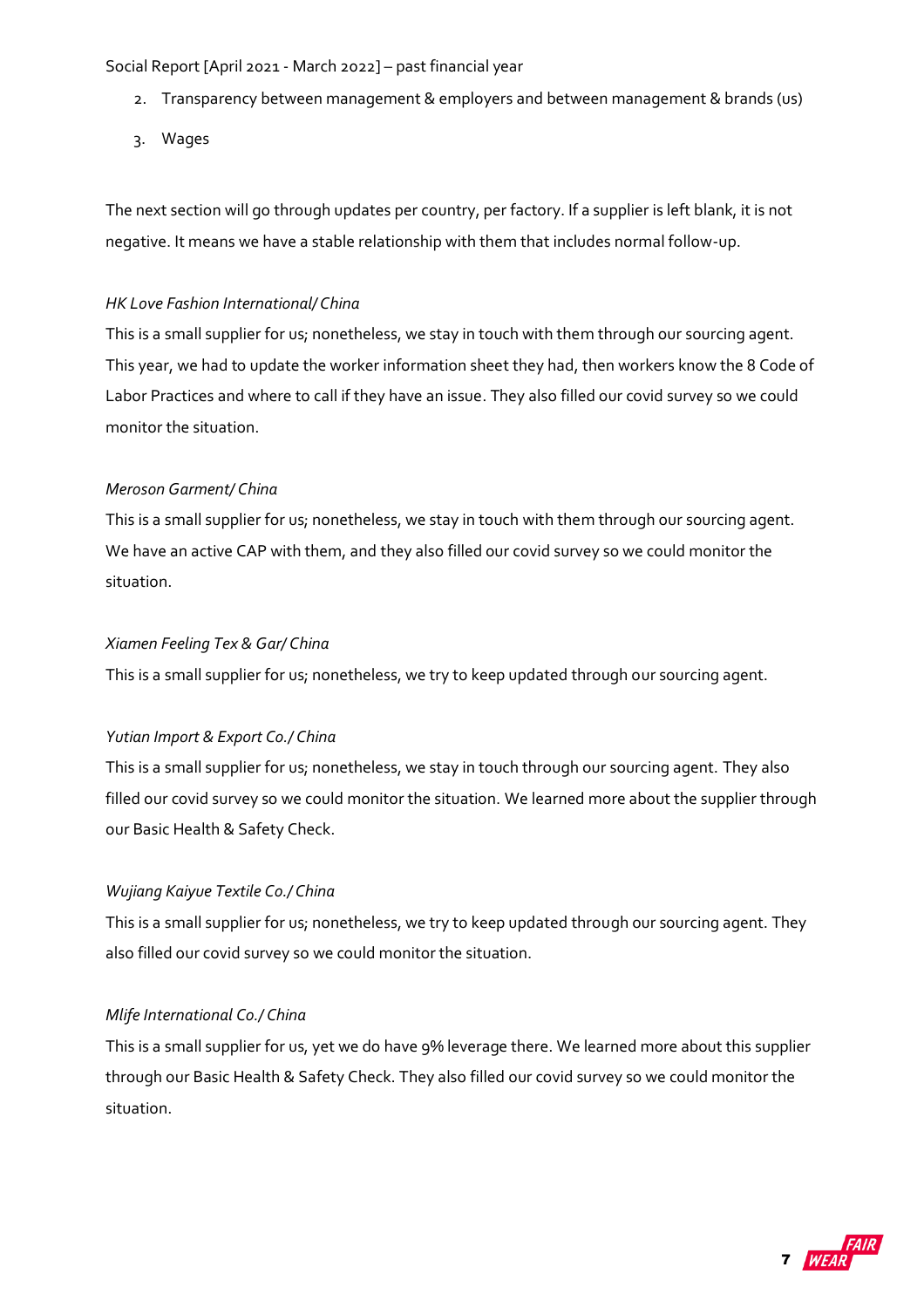2. Transparency between management & employers and between management & brands (us)
3. Wages

The next section will go through updates per country, per factory. If a supplier is left blank, it is not negative. It means we have a stable relationship with them that includes normal follow-up.

*HK Love Fashion International/ China*

This is a small supplier for us; nonetheless, we stay in touch with them through our sourcing agent. This year, we had to update the worker information sheet they had, then workers know the 8 Code of Labor Practices and where to call if they have an issue. They also filled our covid survey so we could monitor the situation.

*Meroson Garment/ China*

This is a small supplier for us; nonetheless, we stay in touch with them through our sourcing agent. We have an active CAP with them, and they also filled our covid survey so we could monitor the situation.

*Xiamen Feeling Tex & Gar/ China*

This is a small supplier for us; nonetheless, we try to keep updated through our sourcing agent.

*Yutian Import & Export Co./ China*

This is a small supplier for us; nonetheless, we stay in touch through our sourcing agent. They also filled our covid survey so we could monitor the situation. We learned more about the supplier through our Basic Health & Safety Check.

*Wujiang Kaiyue Textile Co./ China*

This is a small supplier for us; nonetheless, we try to keep updated through our sourcing agent. They also filled our covid survey so we could monitor the situation.

*Mlife International Co./ China*

This is a small supplier for us, yet we do have 9% leverage there. We learned more about this supplier through our Basic Health & Safety Check. They also filled our covid survey so we could monitor the situation.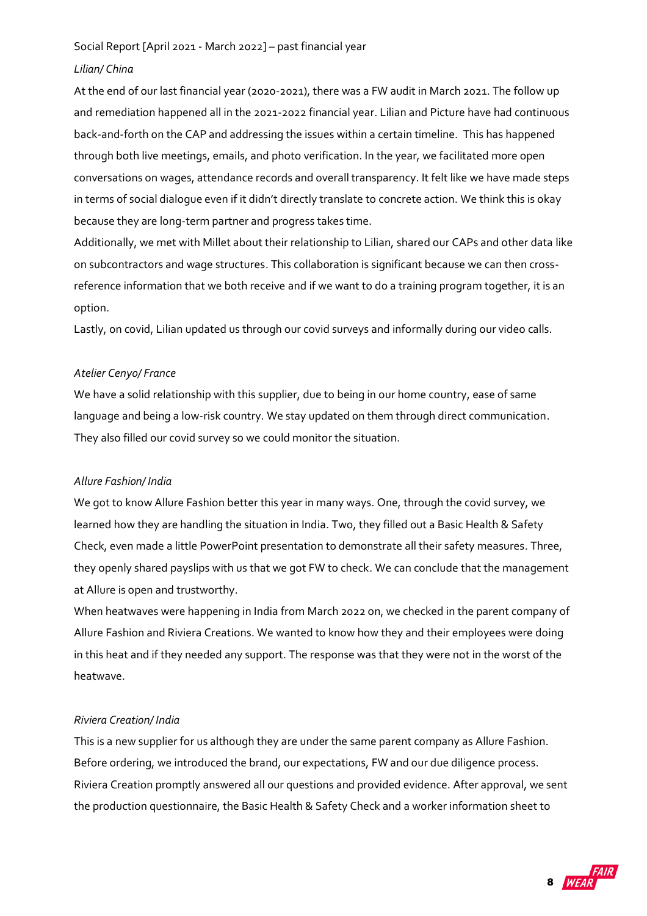Social Report [April 2021 - March 2022] – past financial year

*Lilian/ China*

At the end of our last financial year (2020-2021), there was a FW audit in March 2021. The follow up and remediation happened all in the 2021-2022 financial year. Lilian and Picture have had continuous back-and-forth on the CAP and addressing the issues within a certain timeline. This has happened through both live meetings, emails, and photo verification. In the year, we facilitated more open conversations on wages, attendance records and overall transparency. It felt like we have made steps in terms of social dialogue even if it didn't directly translate to concrete action. We think this is okay because they are long-term partner and progress takes time.

Additionally, we met with Millet about their relationship to Lilian, shared our CAPs and other data like on subcontractors and wage structures. This collaboration is significant because we can then cross-reference information that we both receive and if we want to do a training program together, it is an option.

Lastly, on covid, Lilian updated us through our covid surveys and informally during our video calls.

*Atelier Cenyo/ France*

We have a solid relationship with this supplier, due to being in our home country, ease of same language and being a low-risk country. We stay updated on them through direct communication. They also filled our covid survey so we could monitor the situation.

*Allure Fashion/ India*

We got to know Allure Fashion better this year in many ways. One, through the covid survey, we learned how they are handling the situation in India. Two, they filled out a Basic Health & Safety Check, even made a little PowerPoint presentation to demonstrate all their safety measures. Three, they openly shared payslips with us that we got FW to check. We can conclude that the management at Allure is open and trustworthy.

When heatwaves were happening in India from March 2022 on, we checked in the parent company of Allure Fashion and Riviera Creations. We wanted to know how they and their employees were doing in this heat and if they needed any support. The response was that they were not in the worst of the heatwave.

*Riviera Creation/ India*

This is a new supplier for us although they are under the same parent company as Allure Fashion. Before ordering, we introduced the brand, our expectations, FW and our due diligence process. Riviera Creation promptly answered all our questions and provided evidence. After approval, we sent the production questionnaire, the Basic Health & Safety Check and a worker information sheet to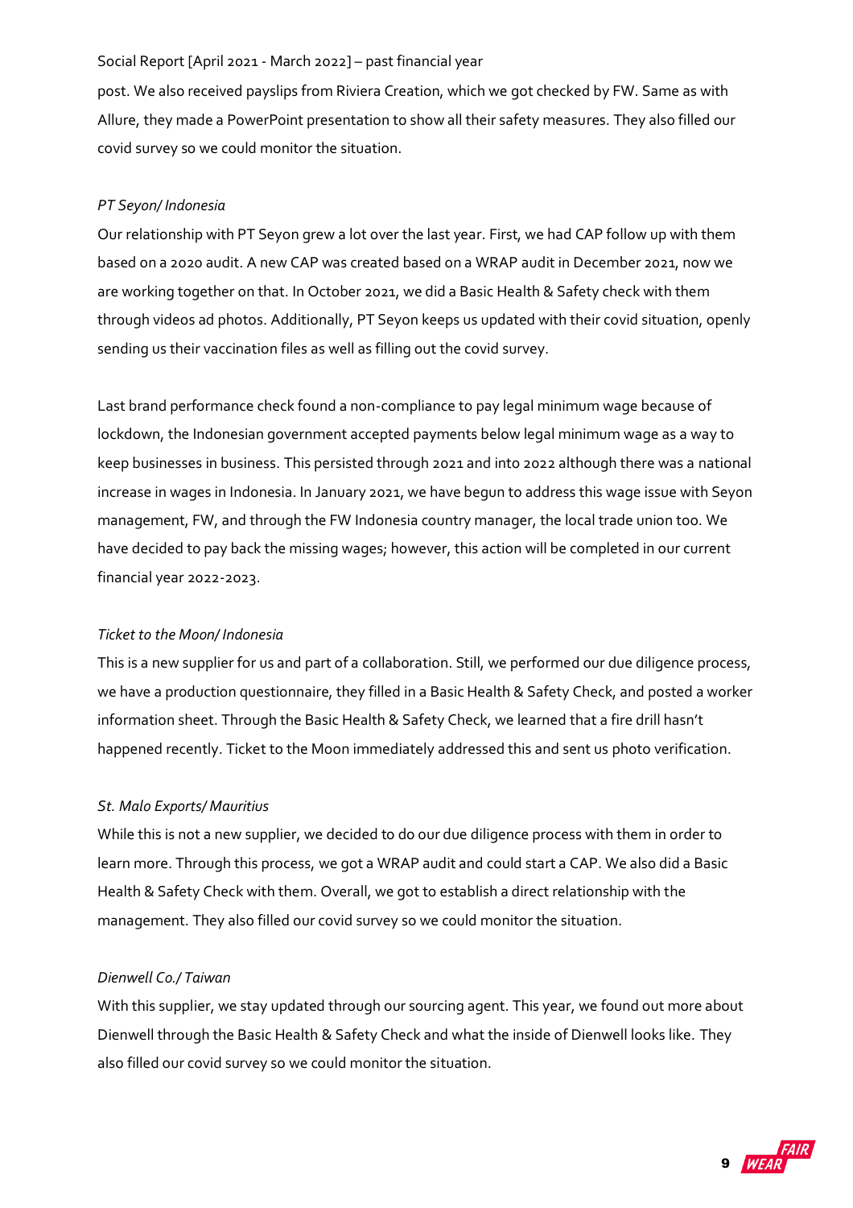post. We also received payslips from Riviera Creation, which we got checked by FW. Same as with Allure, they made a PowerPoint presentation to show all their safety measures. They also filled our covid survey so we could monitor the situation.

*PT Seyon/ Indonesia*

Our relationship with PT Seyon grew a lot over the last year. First, we had CAP follow up with them based on a 2020 audit. A new CAP was created based on a WRAP audit in December 2021, now we are working together on that. In October 2021, we did a Basic Health & Safety check with them through videos ad photos. Additionally, PT Seyon keeps us updated with their covid situation, openly sending us their vaccination files as well as filling out the covid survey.

Last brand performance check found a non-compliance to pay legal minimum wage because of lockdown, the Indonesian government accepted payments below legal minimum wage as a way to keep businesses in business. This persisted through 2021 and into 2022 although there was a national increase in wages in Indonesia. In January 2021, we have begun to address this wage issue with Seyon management, FW, and through the FW Indonesia country manager, the local trade union too. We have decided to pay back the missing wages; however, this action will be completed in our current financial year 2022-2023.

*Ticket to the Moon/ Indonesia*

This is a new supplier for us and part of a collaboration. Still, we performed our due diligence process, we have a production questionnaire, they filled in a Basic Health & Safety Check, and posted a worker information sheet. Through the Basic Health & Safety Check, we learned that a fire drill hasn't happened recently. Ticket to the Moon immediately addressed this and sent us photo verification.

*St. Malo Exports/ Mauritius*

While this is not a new supplier, we decided to do our due diligence process with them in order to learn more. Through this process, we got a WRAP audit and could start a CAP. We also did a Basic Health & Safety Check with them. Overall, we got to establish a direct relationship with the management. They also filled our covid survey so we could monitor the situation.

*Dienwell Co./ Taiwan*

With this supplier, we stay updated through our sourcing agent. This year, we found out more about Dienwell through the Basic Health & Safety Check and what the inside of Dienwell looks like. They also filled our covid survey so we could monitor the situation.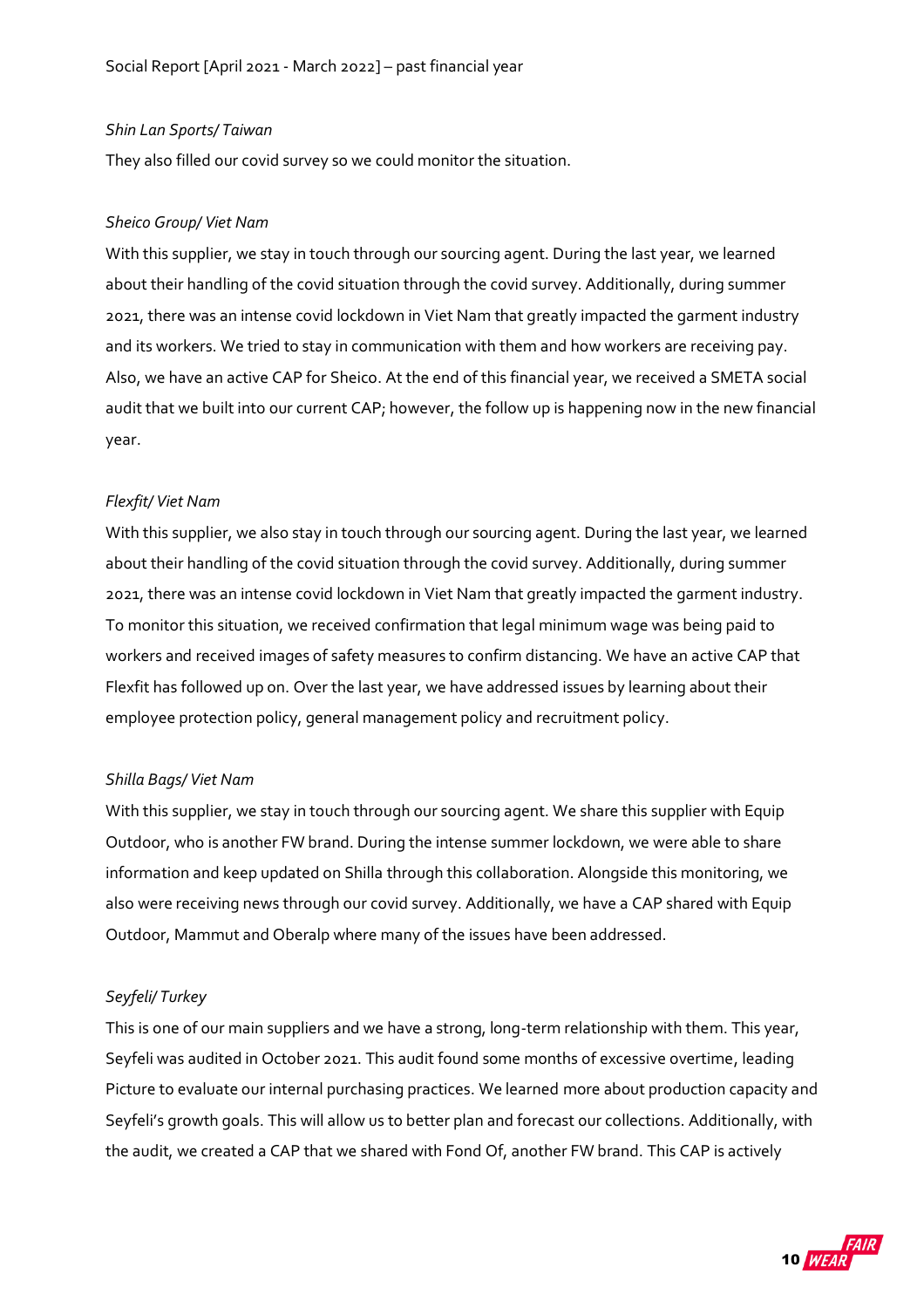*Shin Lan Sports/ Taiwan*

They also filled our covid survey so we could monitor the situation.

*Sheico Group/ Viet Nam*

With this supplier, we stay in touch through our sourcing agent. During the last year, we learned about their handling of the covid situation through the covid survey. Additionally, during summer 2021, there was an intense covid lockdown in Viet Nam that greatly impacted the garment industry and its workers. We tried to stay in communication with them and how workers are receiving pay. Also, we have an active CAP for Sheico. At the end of this financial year, we received a SMETA social audit that we built into our current CAP; however, the follow up is happening now in the new financial year.

*Flexfit/ Viet Nam*

With this supplier, we also stay in touch through our sourcing agent. During the last year, we learned about their handling of the covid situation through the covid survey. Additionally, during summer 2021, there was an intense covid lockdown in Viet Nam that greatly impacted the garment industry. To monitor this situation, we received confirmation that legal minimum wage was being paid to workers and received images of safety measures to confirm distancing. We have an active CAP that Flexfit has followed up on. Over the last year, we have addressed issues by learning about their employee protection policy, general management policy and recruitment policy.

*Shilla Bags/ Viet Nam*

With this supplier, we stay in touch through our sourcing agent. We share this supplier with Equip Outdoor, who is another FW brand. During the intense summer lockdown, we were able to share information and keep updated on Shilla through this collaboration. Alongside this monitoring, we also were receiving news through our covid survey. Additionally, we have a CAP shared with Equip Outdoor, Mammut and Oberalp where many of the issues have been addressed.

*Seyfeli/ Turkey*

This is one of our main suppliers and we have a strong, long-term relationship with them. This year, Seyfeli was audited in October 2021. This audit found some months of excessive overtime, leading Picture to evaluate our internal purchasing practices. We learned more about production capacity and Seyfeli's growth goals. This will allow us to better plan and forecast our collections. Additionally, with the audit, we created a CAP that we shared with Fond Of, another FW brand. This CAP is actively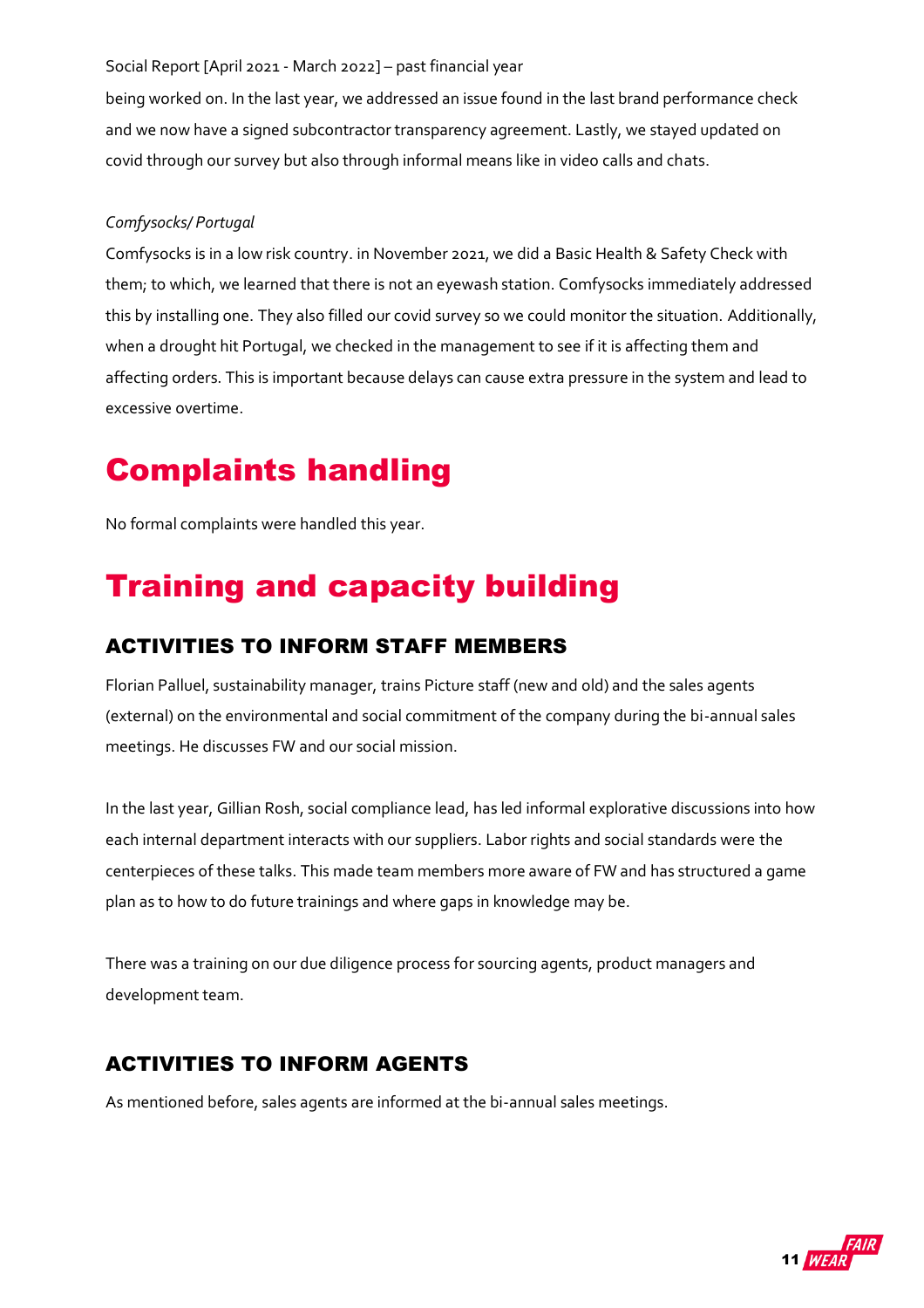being worked on. In the last year, we addressed an issue found in the last brand performance check and we now have a signed subcontractor transparency agreement. Lastly, we stayed updated on covid through our survey but also through informal means like in video calls and chats.

*Comfysocks/ Portugal*

Comfysocks is in a low risk country. in November 2021, we did a Basic Health & Safety Check with them; to which, we learned that there is not an eyewash station. Comfysocks immediately addressed this by installing one. They also filled our covid survey so we could monitor the situation. Additionally, when a drought hit Portugal, we checked in the management to see if it is affecting them and affecting orders. This is important because delays can cause extra pressure in the system and lead to excessive overtime.

# Complaints handling

No formal complaints were handled this year.

# Training and capacity building

## ACTIVITIES TO INFORM STAFF MEMBERS

Florian Palluel, sustainability manager, trains Picture staff (new and old) and the sales agents (external) on the environmental and social commitment of the company during the bi-annual sales meetings. He discusses FW and our social mission.

In the last year, Gillian Rosh, social compliance lead, has led informal explorative discussions into how each internal department interacts with our suppliers. Labor rights and social standards were the centerpieces of these talks. This made team members more aware of FW and has structured a game plan as to how to do future trainings and where gaps in knowledge may be.

There was a training on our due diligence process for sourcing agents, product managers and development team.

## ACTIVITIES TO INFORM AGENTS

As mentioned before, sales agents are informed at the bi-annual sales meetings.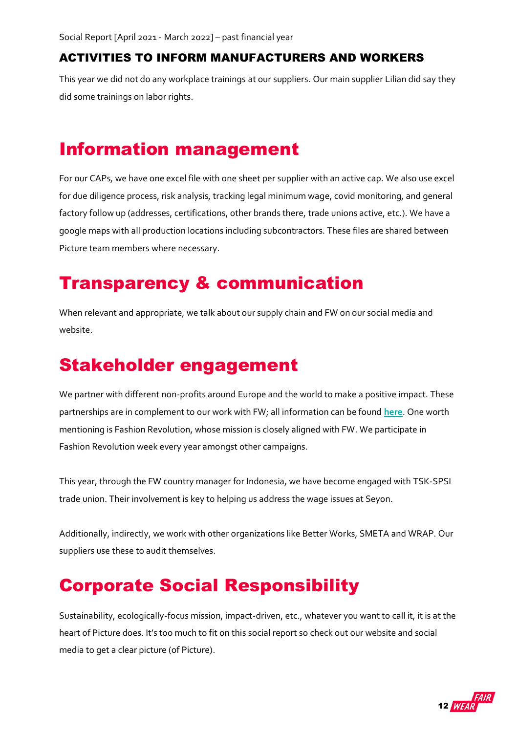### ACTIVITIES TO INFORM MANUFACTURERS AND WORKERS

This year we did not do any workplace trainings at our suppliers. Our main supplier Lilian did say they did some trainings on labor rights.

# Information management

For our CAPs, we have one excel file with one sheet per supplier with an active cap. We also use excel for due diligence process, risk analysis, tracking legal minimum wage, covid monitoring, and general factory follow up (addresses, certifications, other brands there, trade unions active, etc.). We have a google maps with all production locations including subcontractors. These files are shared between Picture team members where necessary.

# Transparency & communication

When relevant and appropriate, we talk about our supply chain and FW on our social media and website.

# Stakeholder engagement

We partner with different non-profits around Europe and the world to make a positive impact. These partnerships are in complement to our work with FW; all information can be found **here**. One worth mentioning is Fashion Revolution, whose mission is closely aligned with FW. We participate in Fashion Revolution week every year amongst other campaigns.

This year, through the FW country manager for Indonesia, we have become engaged with TSK-SPSI trade union. Their involvement is key to helping us address the wage issues at Seyon.

Additionally, indirectly, we work with other organizations like Better Works, SMETA and WRAP. Our suppliers use these to audit themselves.

# Corporate Social Responsibility

Sustainability, ecologically-focus mission, impact-driven, etc., whatever you want to call it, it is at the heart of Picture does. It's too much to fit on this social report so check out our website and social media to get a clear picture (of Picture).